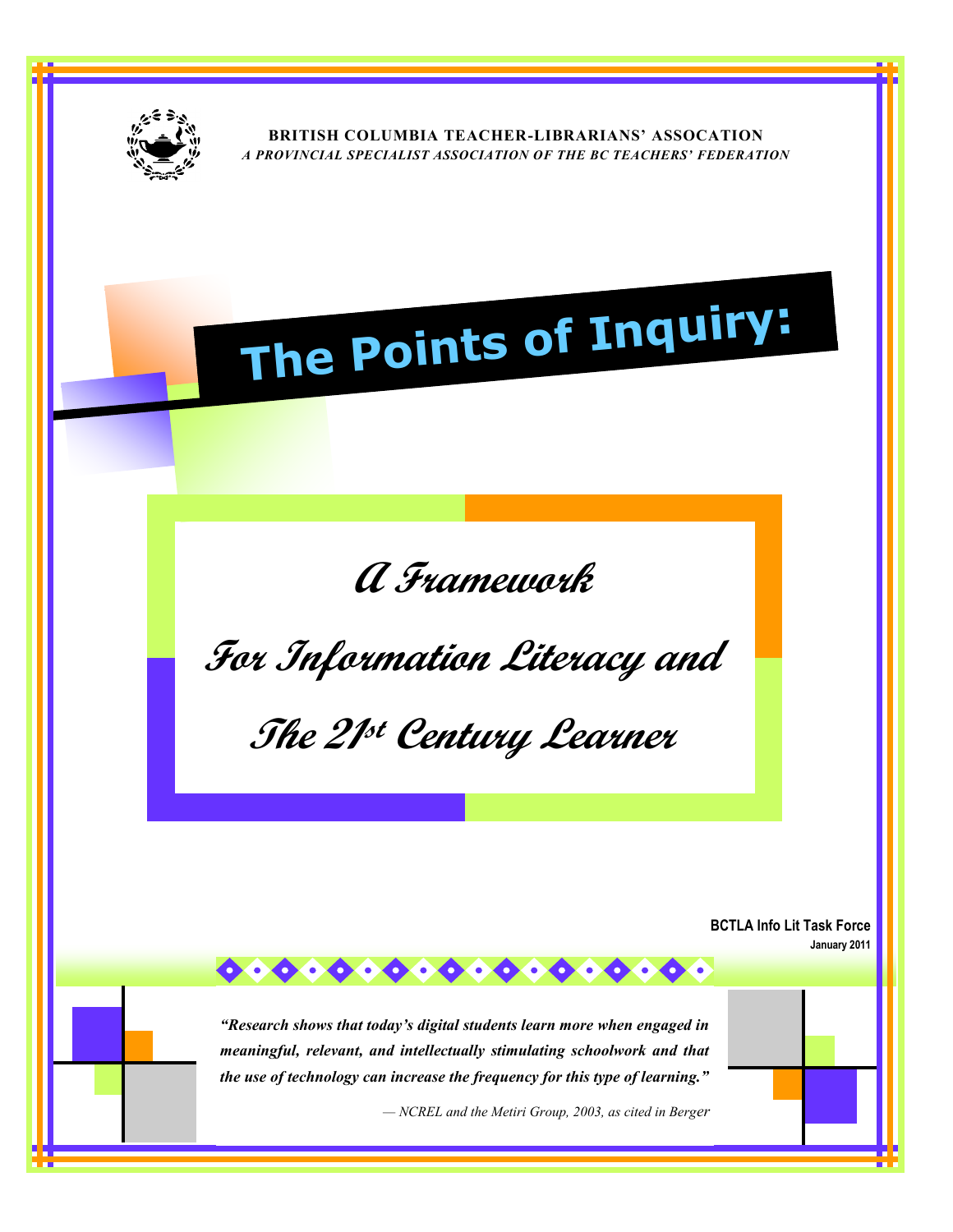**BRITISH COLUMBIA TEACHER-LIBRARIANS' ASSOCATION**

***A PROVINCIAL SPECIALIST ASSOCIATION OF THE BC TEACHERS' FEDERATION***

# The Points of Inquiry:

## *A Framework For Information Literacy and The 21st Century Learner*

**BCTLA Info Lit Task Force**

**January 2011**

***"Research shows that today's digital students learn more when engaged in meaningful, relevant, and intellectually stimulating schoolwork and that the use of technology can increase the frequency for this type of learning."***

*— NCREL and the Metiri Group, 2003, as cited in Berger*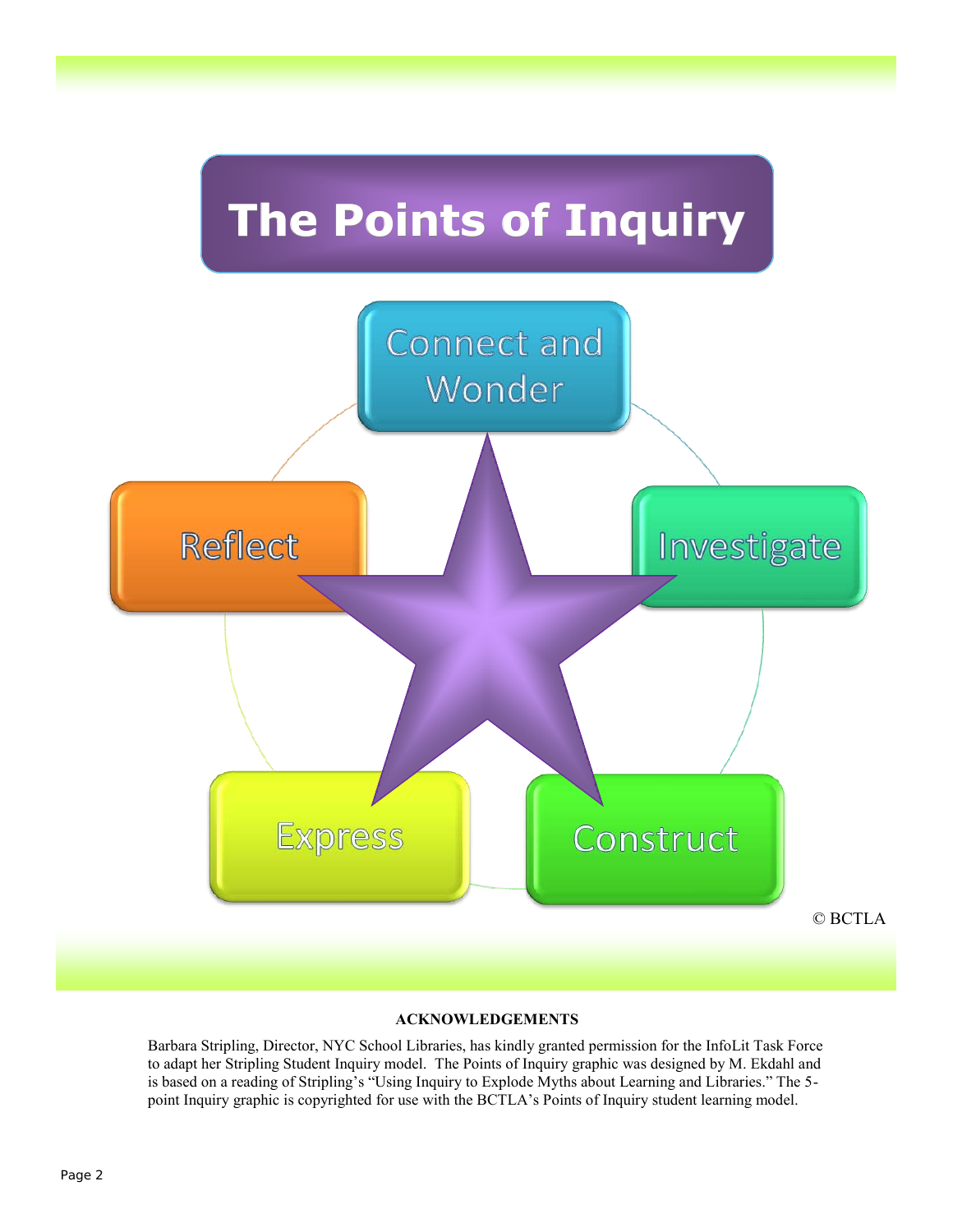# The Points of Inquiry

- Connect and Wonder
- Investigate
- Construct
- Express
- Reflect

© BCTLA

**ACKNOWLEDGEMENTS**

Barbara Stripling, Director, NYC School Libraries, has kindly granted permission for the InfoLit Task Force to adapt her Stripling Student Inquiry model. The Points of Inquiry graphic was designed by M. Ekdahl and is based on a reading of Stripling's "Using Inquiry to Explode Myths about Learning and Libraries." The 5-point Inquiry graphic is copyrighted for use with the BCTLA's Points of Inquiry student learning model.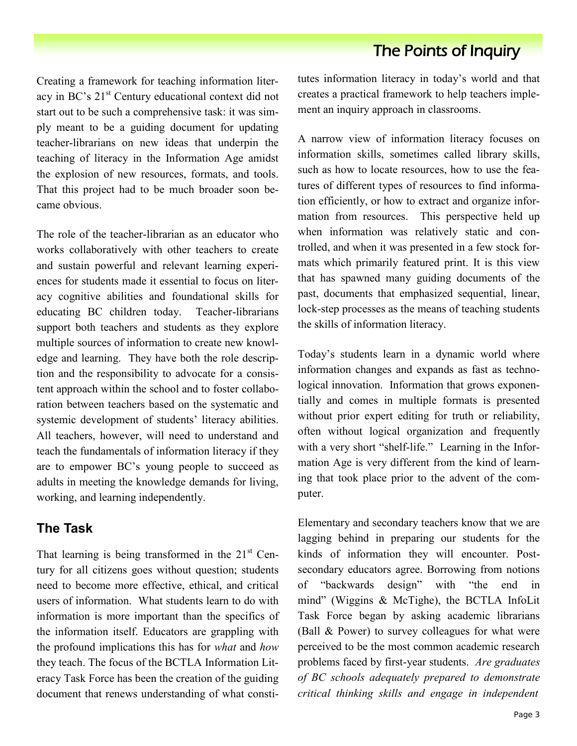Creating a framework for teaching information literacy in BC's 21st Century educational context did not start out to be such a comprehensive task: it was simply meant to be a guiding document for updating teacher-librarians on new ideas that underpin the teaching of literacy in the Information Age amidst the explosion of new resources, formats, and tools. That this project had to be much broader soon became obvious.

The role of the teacher-librarian as an educator who works collaboratively with other teachers to create and sustain powerful and relevant learning experiences for students made it essential to focus on literacy cognitive abilities and foundational skills for educating BC children today. Teacher-librarians support both teachers and students as they explore multiple sources of information to create new knowledge and learning. They have both the role description and the responsibility to advocate for a consistent approach within the school and to foster collaboration between teachers based on the systematic and systemic development of students' literacy abilities. All teachers, however, will need to understand and teach the fundamentals of information literacy if they are to empower BC's young people to succeed as adults in meeting the knowledge demands for living, working, and learning independently.

## The Task

That learning is being transformed in the 21st Century for all citizens goes without question; students need to become more effective, ethical, and critical users of information. What students learn to do with information is more important than the specifics of the information itself. Educators are grappling with the profound implications this has for *what* and *how* they teach. The focus of the BCTLA Information Literacy Task Force has been the creation of the guiding document that renews understanding of what constitutes information literacy in today's world and that creates a practical framework to help teachers implement an inquiry approach in classrooms.

A narrow view of information literacy focuses on information skills, sometimes called library skills, such as how to locate resources, how to use the features of different types of resources to find information efficiently, or how to extract and organize information from resources. This perspective held up when information was relatively static and controlled, and when it was presented in a few stock formats which primarily featured print. It is this view that has spawned many guiding documents of the past, documents that emphasized sequential, linear, lock-step processes as the means of teaching students the skills of information literacy.

Today's students learn in a dynamic world where information changes and expands as fast as technological innovation. Information that grows exponentially and comes in multiple formats is presented without prior expert editing for truth or reliability, often without logical organization and frequently with a very short "shelf-life." Learning in the Information Age is very different from the kind of learning that took place prior to the advent of the computer.

Elementary and secondary teachers know that we are lagging behind in preparing our students for the kinds of information they will encounter. Post-secondary educators agree. Borrowing from notions of "backwards design" with "the end in mind" (Wiggins & McTighe), the BCTLA InfoLit Task Force began by asking academic librarians (Ball & Power) to survey colleagues for what were perceived to be the most common academic research problems faced by first-year students. *Are graduates of BC schools adequately prepared to demonstrate critical thinking skills and engage in independent*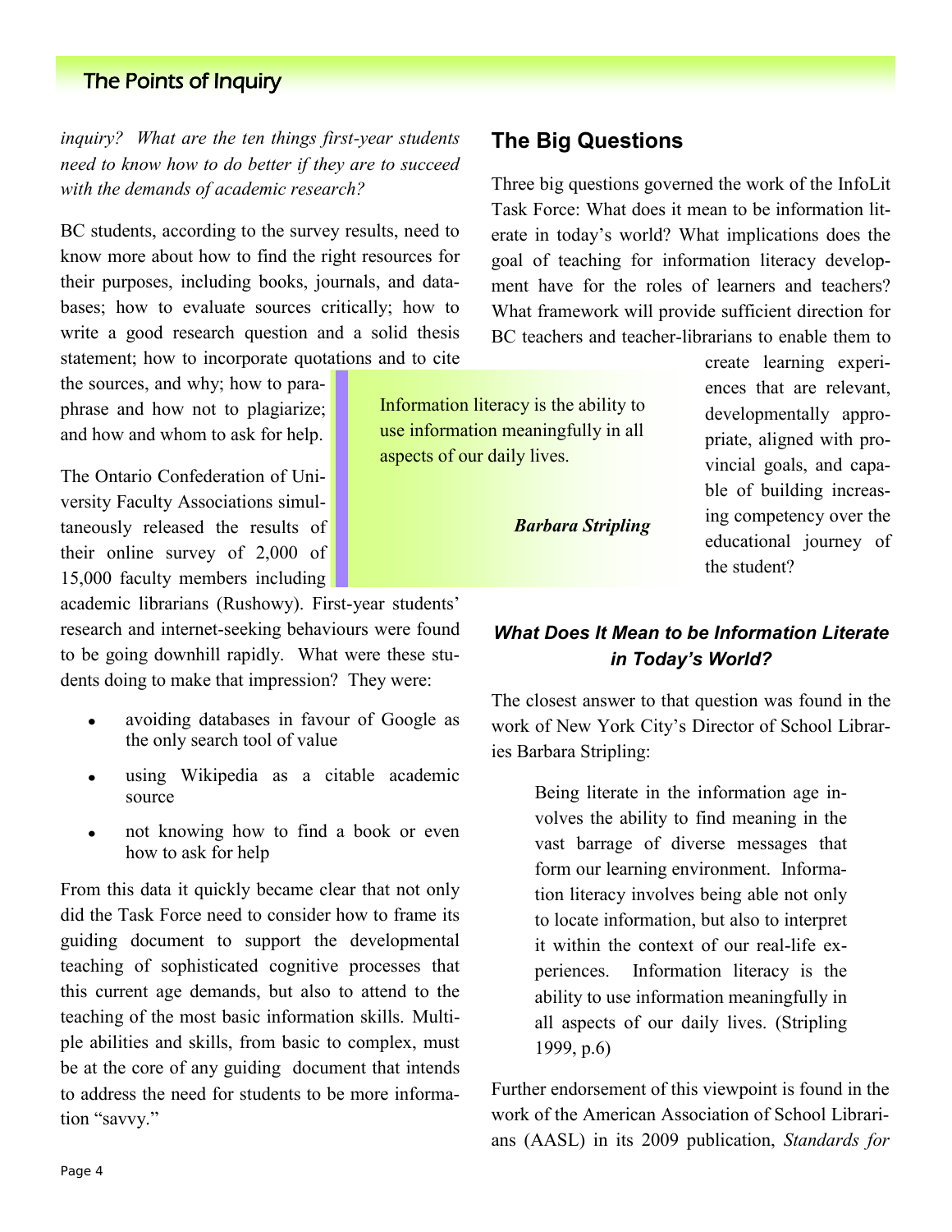*inquiry? What are the ten things first-year students need to know how to do better if they are to succeed with the demands of academic research?*

BC students, according to the survey results, need to know more about how to find the right resources for their purposes, including books, journals, and databases; how to evaluate sources critically; how to write a good research question and a solid thesis statement; how to incorporate quotations and to cite the sources, and why; how to paraphrase and how not to plagiarize; and how and whom to ask for help.

The Ontario Confederation of University Faculty Associations simultaneously released the results of their online survey of 2,000 of 15,000 faculty members including academic librarians (Rushowy). First-year students' research and internet-seeking behaviours were found to be going downhill rapidly. What were these students doing to make that impression? They were:

- avoiding databases in favour of Google as the only search tool of value
- using Wikipedia as a citable academic source
- not knowing how to find a book or even how to ask for help

From this data it quickly became clear that not only did the Task Force need to consider how to frame its guiding document to support the developmental teaching of sophisticated cognitive processes that this current age demands, but also to attend to the teaching of the most basic information skills. Multiple abilities and skills, from basic to complex, must be at the core of any guiding document that intends to address the need for students to be more information "savvy."

> Information literacy is the ability to use information meaningfully in all aspects of our daily lives.
>
> ***Barbara Stripling***

## The Big Questions

Three big questions governed the work of the InfoLit Task Force: What does it mean to be information literate in today's world? What implications does the goal of teaching for information literacy development have for the roles of learners and teachers? What framework will provide sufficient direction for BC teachers and teacher-librarians to enable them to create learning experiences that are relevant, developmentally appropriate, aligned with provincial goals, and capable of building increasing competency over the educational journey of the student?

### *What Does It Mean to be Information Literate in Today's World?*

The closest answer to that question was found in the work of New York City's Director of School Libraries Barbara Stripling:

> Being literate in the information age involves the ability to find meaning in the vast barrage of diverse messages that form our learning environment. Information literacy involves being able not only to locate information, but also to interpret it within the context of our real-life experiences. Information literacy is the ability to use information meaningfully in all aspects of our daily lives. (Stripling 1999, p.6)

Further endorsement of this viewpoint is found in the work of the American Association of School Librarians (AASL) in its 2009 publication, *Standards for*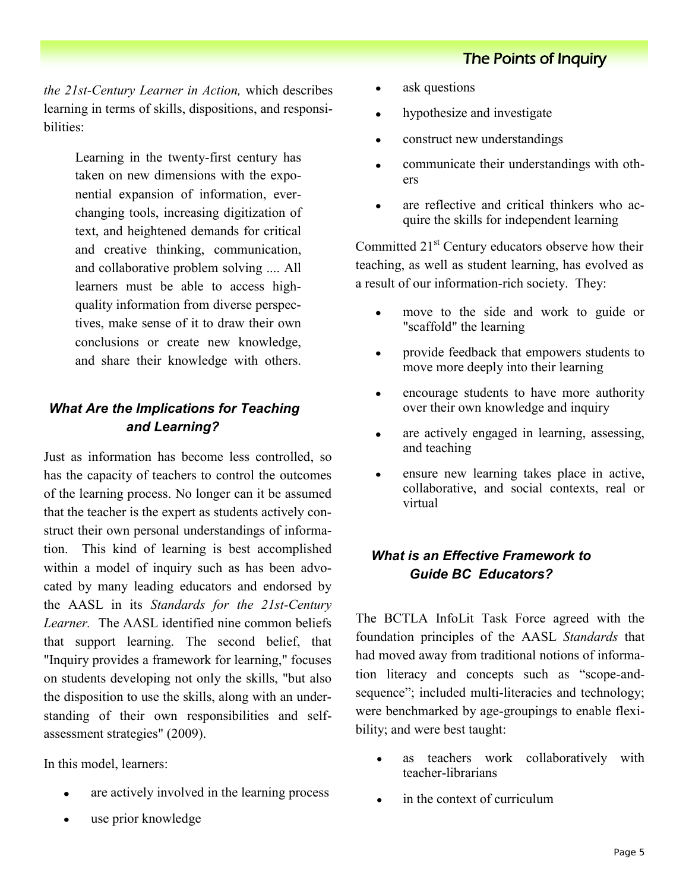*the 21st-Century Learner in Action,* which describes learning in terms of skills, dispositions, and responsibilities:

> Learning in the twenty-first century has taken on new dimensions with the exponential expansion of information, ever-changing tools, increasing digitization of text, and heightened demands for critical and creative thinking, communication, and collaborative problem solving .... All learners must be able to access high-quality information from diverse perspectives, make sense of it to draw their own conclusions or create new knowledge, and share their knowledge with others.

### *What Are the Implications for Teaching and Learning?*

Just as information has become less controlled, so has the capacity of teachers to control the outcomes of the learning process. No longer can it be assumed that the teacher is the expert as students actively construct their own personal understandings of information. This kind of learning is best accomplished within a model of inquiry such as has been advocated by many leading educators and endorsed by the AASL in its *Standards for the 21st-Century Learner.* The AASL identified nine common beliefs that support learning. The second belief, that "Inquiry provides a framework for learning," focuses on students developing not only the skills, "but also the disposition to use the skills, along with an understanding of their own responsibilities and self-assessment strategies" (2009).

In this model, learners:

- are actively involved in the learning process
- use prior knowledge
- ask questions
- hypothesize and investigate
- construct new understandings
- communicate their understandings with others
- are reflective and critical thinkers who acquire the skills for independent learning

Committed 21st Century educators observe how their teaching, as well as student learning, has evolved as a result of our information-rich society. They:

- move to the side and work to guide or "scaffold" the learning
- provide feedback that empowers students to move more deeply into their learning
- encourage students to have more authority over their own knowledge and inquiry
- are actively engaged in learning, assessing, and teaching
- ensure new learning takes place in active, collaborative, and social contexts, real or virtual

### *What is an Effective Framework to Guide BC Educators?*

The BCTLA InfoLit Task Force agreed with the foundation principles of the AASL *Standards* that had moved away from traditional notions of information literacy and concepts such as “scope-and-sequence”; included multi-literacies and technology; were benchmarked by age-groupings to enable flexibility; and were best taught:

- as teachers work collaboratively with teacher-librarians
- in the context of curriculum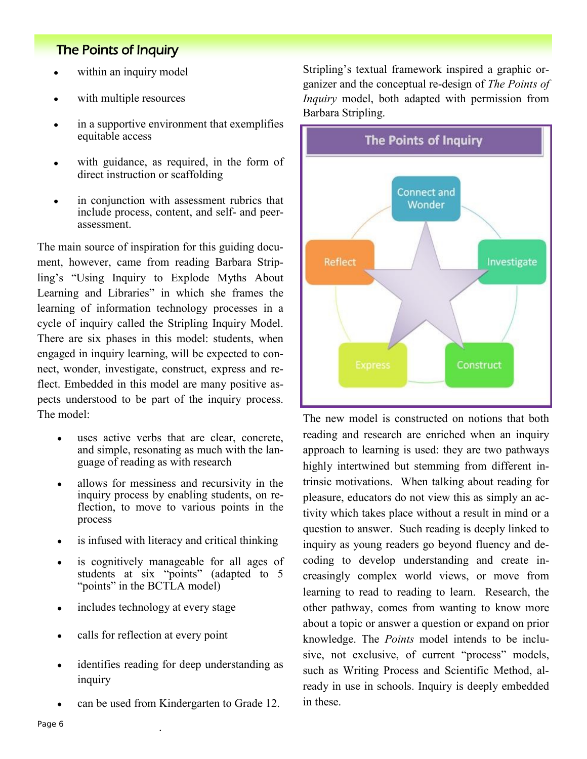## The Points of Inquiry

- within an inquiry model
- with multiple resources
- in a supportive environment that exemplifies equitable access
- with guidance, as required, in the form of direct instruction or scaffolding
- in conjunction with assessment rubrics that include process, content, and self- and peer-assessment.

The main source of inspiration for this guiding document, however, came from reading Barbara Stripling's "Using Inquiry to Explode Myths About Learning and Libraries" in which she frames the learning of information technology processes in a cycle of inquiry called the Stripling Inquiry Model. There are six phases in this model: students, when engaged in inquiry learning, will be expected to connect, wonder, investigate, construct, express and reflect. Embedded in this model are many positive aspects understood to be part of the inquiry process. The model:

- uses active verbs that are clear, concrete, and simple, resonating as much with the language of reading as with research
- allows for messiness and recursivity in the inquiry process by enabling students, on reflection, to move to various points in the process
- is infused with literacy and critical thinking
- is cognitively manageable for all ages of students at six "points" (adapted to 5 "points" in the BCTLA model)
- includes technology at every stage
- calls for reflection at every point
- identifies reading for deep understanding as inquiry
- can be used from Kindergarten to Grade 12.

Stripling's textual framework inspired a graphic organizer and the conceptual re-design of *The Points of Inquiry* model, both adapted with permission from Barbara Stripling.

**The Points of Inquiry**

Connect and Wonder — Investigate — Construct — Express — Reflect

The new model is constructed on notions that both reading and research are enriched when an inquiry approach to learning is used: they are two pathways highly intertwined but stemming from different intrinsic motivations. When talking about reading for pleasure, educators do not view this as simply an activity which takes place without a result in mind or a question to answer. Such reading is deeply linked to inquiry as young readers go beyond fluency and decoding to develop understanding and create increasingly complex world views, or move from learning to read to reading to learn. Research, the other pathway, comes from wanting to know more about a topic or answer a question or expand on prior knowledge. The *Points* model intends to be inclusive, not exclusive, of current "process" models, such as Writing Process and Scientific Method, already in use in schools. Inquiry is deeply embedded in these.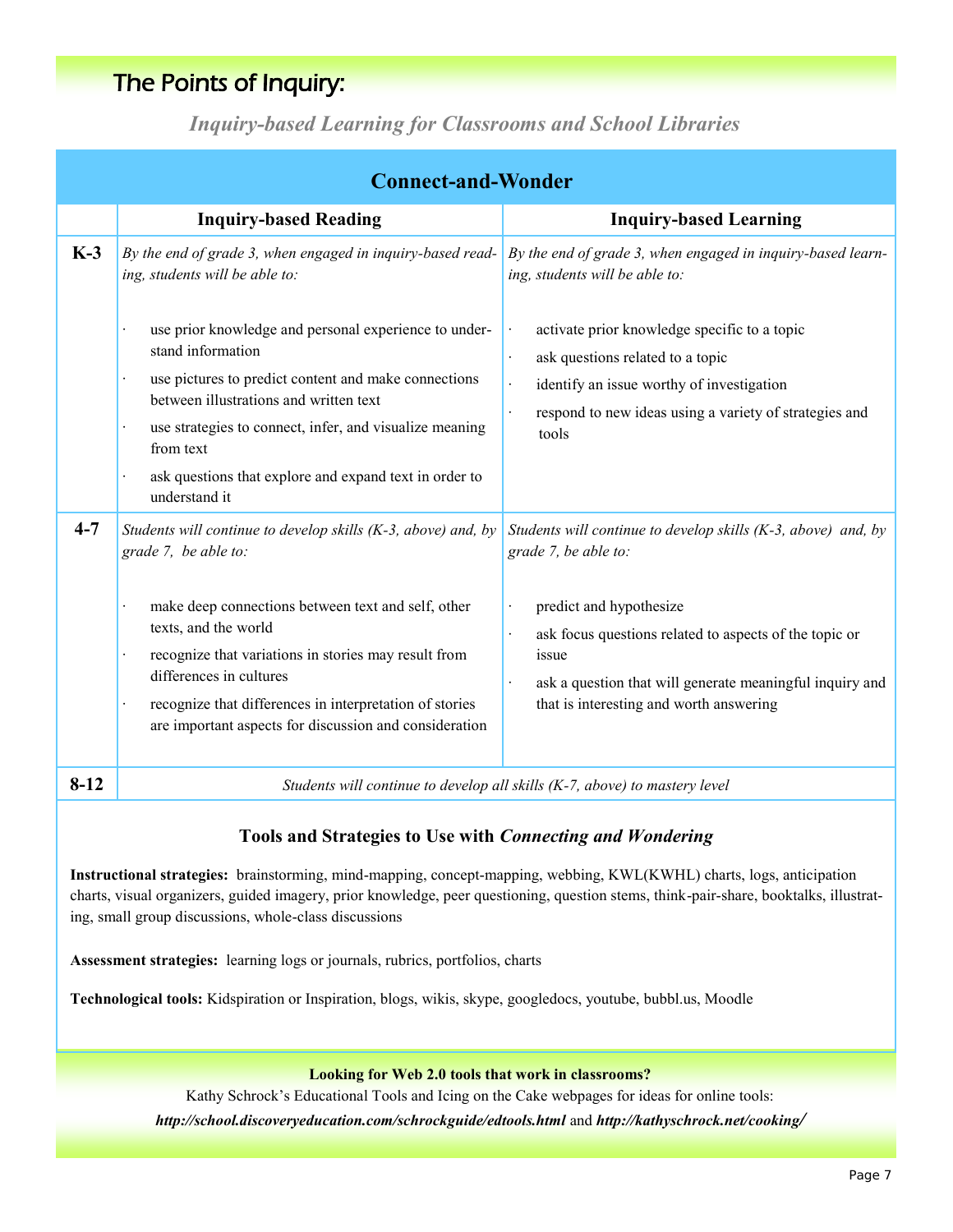# The Points of Inquiry:

## *Inquiry-based Learning for Classrooms and School Libraries*

### Connect-and-Wonder

| | Inquiry-based Reading | Inquiry-based Learning |
|---|---|---|
| **K-3** | *By the end of grade 3, when engaged in inquiry-based reading, students will be able to:*<br><br>· use prior knowledge and personal experience to understand information<br>· use pictures to predict content and make connections between illustrations and written text<br>· use strategies to connect, infer, and visualize meaning from text<br>· ask questions that explore and expand text in order to understand it | *By the end of grade 3, when engaged in inquiry-based learning, students will be able to:*<br><br>· activate prior knowledge specific to a topic<br>· ask questions related to a topic<br>· identify an issue worthy of investigation<br>· respond to new ideas using a variety of strategies and tools |
| **4-7** | *Students will continue to develop skills (K-3, above) and, by grade 7, be able to:*<br><br>· make deep connections between text and self, other texts, and the world<br>· recognize that variations in stories may result from differences in cultures<br>· recognize that differences in interpretation of stories are important aspects for discussion and consideration | *Students will continue to develop skills (K-3, above) and, by grade 7, be able to:*<br><br>· predict and hypothesize<br>· ask focus questions related to aspects of the topic or issue<br>· ask a question that will generate meaningful inquiry and that is interesting and worth answering |
| **8-12** | *Students will continue to develop all skills (K-7, above) to mastery level* | |

### Tools and Strategies to Use with *Connecting and Wondering*

**Instructional strategies:** brainstorming, mind-mapping, concept-mapping, webbing, KWL(KWHL) charts, logs, anticipation charts, visual organizers, guided imagery, prior knowledge, peer questioning, question stems, think-pair-share, booktalks, illustrating, small group discussions, whole-class discussions

**Assessment strategies:** learning logs or journals, rubrics, portfolios, charts

**Technological tools:** Kidspiration or Inspiration, blogs, wikis, skype, googledocs, youtube, bubbl.us, Moodle

**Looking for Web 2.0 tools that work in classrooms?**

Kathy Schrock's Educational Tools and Icing on the Cake webpages for ideas for online tools:
***http://school.discoveryeducation.com/schrockguide/edtools.html*** and ***http://kathyschrock.net/cooking/***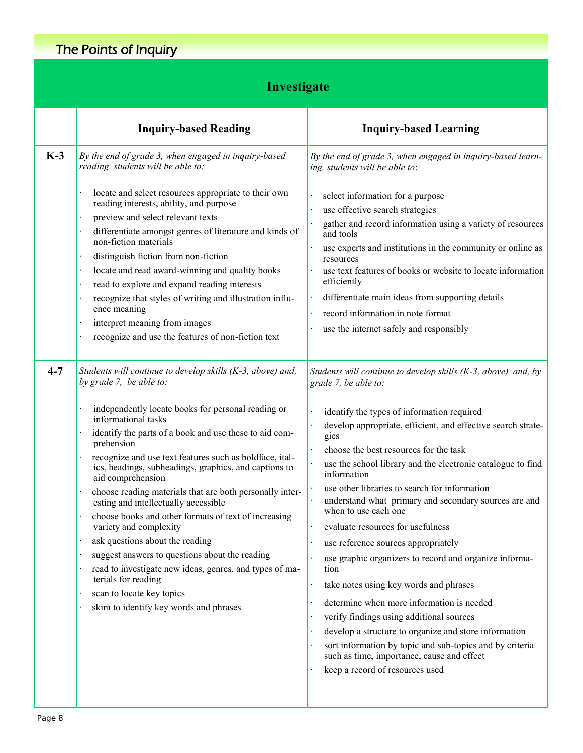## The Points of Inquiry

### Investigate

| | Inquiry-based Reading | Inquiry-based Learning |
|---|---|---|
| **K-3** | *By the end of grade 3, when engaged in inquiry-based reading, students will be able to:*<br><br>· locate and select resources appropriate to their own reading interests, ability, and purpose<br>· preview and select relevant texts<br>· differentiate amongst genres of literature and kinds of non-fiction materials<br>· distinguish fiction from non-fiction<br>· locate and read award-winning and quality books<br>· read to explore and expand reading interests<br>· recognize that styles of writing and illustration influence meaning<br>· interpret meaning from images<br>· recognize and use the features of non-fiction text | *By the end of grade 3, when engaged in inquiry-based learning, students will be able to*:<br><br>· select information for a purpose<br>· use effective search strategies<br>· gather and record information using a variety of resources and tools<br>· use experts and institutions in the community or online as resources<br>· use text features of books or website to locate information efficiently<br>· differentiate main ideas from supporting details<br>· record information in note format<br>· use the internet safely and responsibly |
| **4-7** | *Students will continue to develop skills (K-3, above) and, by grade 7, be able to:*<br><br>· independently locate books for personal reading or informational tasks<br>· identify the parts of a book and use these to aid comprehension<br>· recognize and use text features such as boldface, italics, headings, subheadings, graphics, and captions to aid comprehension<br>· choose reading materials that are both personally interesting and intellectually accessible<br>· choose books and other formats of text of increasing variety and complexity<br>· ask questions about the reading<br>· suggest answers to questions about the reading<br>· read to investigate new ideas, genres, and types of materials for reading<br>· scan to locate key topics<br>· skim to identify key words and phrases | *Students will continue to develop skills (K-3, above) and, by grade 7, be able to:*<br><br>· identify the types of information required<br>· develop appropriate, efficient, and effective search strategies<br>· choose the best resources for the task<br>· use the school library and the electronic catalogue to find information<br>· use other libraries to search for information<br>· understand what primary and secondary sources are and when to use each one<br>· evaluate resources for usefulness<br>· use reference sources appropriately<br>· use graphic organizers to record and organize information<br>· take notes using key words and phrases<br>· determine when more information is needed<br>· verify findings using additional sources<br>· develop a structure to organize and store information<br>· sort information by topic and sub-topics and by criteria such as time, importance, cause and effect<br>· keep a record of resources used |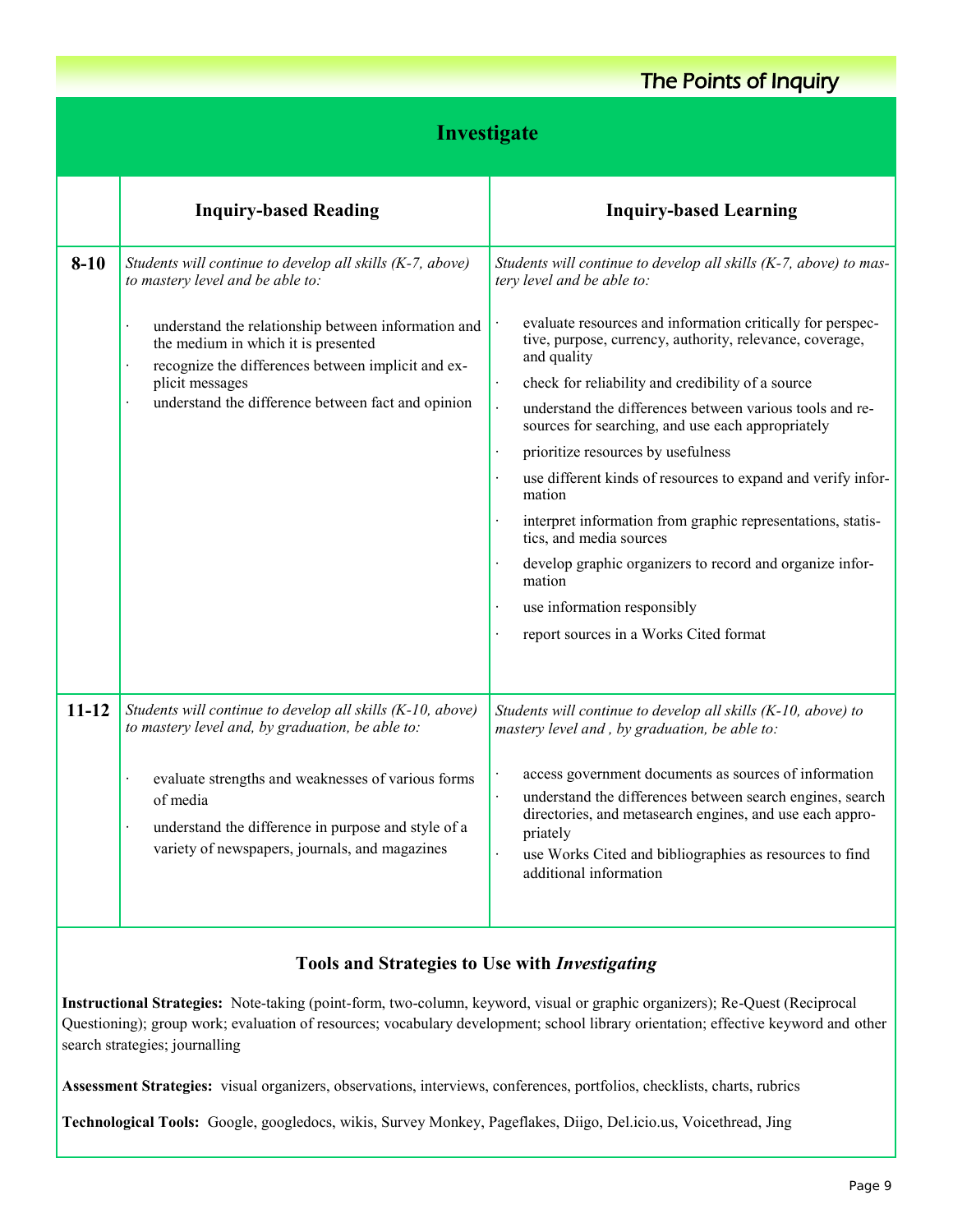## Investigate

| | Inquiry-based Reading | Inquiry-based Learning |
|---|---|---|
| **8-10** | *Students will continue to develop all skills (K-7, above) to mastery level and be able to:*<br><br>· understand the relationship between information and the medium in which it is presented<br>· recognize the differences between implicit and explicit messages<br>· understand the difference between fact and opinion | *Students will continue to develop all skills (K-7, above) to mastery level and be able to:*<br><br>· evaluate resources and information critically for perspective, purpose, currency, authority, relevance, coverage, and quality<br>· check for reliability and credibility of a source<br>· understand the differences between various tools and resources for searching, and use each appropriately<br>· prioritize resources by usefulness<br>· use different kinds of resources to expand and verify information<br>· interpret information from graphic representations, statistics, and media sources<br>· develop graphic organizers to record and organize information<br>· use information responsibly<br>· report sources in a Works Cited format |
| **11-12** | *Students will continue to develop all skills (K-10, above) to mastery level and, by graduation, be able to:*<br><br>· evaluate strengths and weaknesses of various forms of media<br>· understand the difference in purpose and style of a variety of newspapers, journals, and magazines | *Students will continue to develop all skills (K-10, above) to mastery level and , by graduation, be able to:*<br><br>· access government documents as sources of information<br>· understand the differences between search engines, search directories, and metasearch engines, and use each appropriately<br>· use Works Cited and bibliographies as resources to find additional information |

### Tools and Strategies to Use with *Investigating*

**Instructional Strategies:** Note-taking (point-form, two-column, keyword, visual or graphic organizers); Re-Quest (Reciprocal Questioning); group work; evaluation of resources; vocabulary development; school library orientation; effective keyword and other search strategies; journalling

**Assessment Strategies:** visual organizers, observations, interviews, conferences, portfolios, checklists, charts, rubrics

**Technological Tools:** Google, googledocs, wikis, Survey Monkey, Pageflakes, Diigo, Del.icio.us, Voicethread, Jing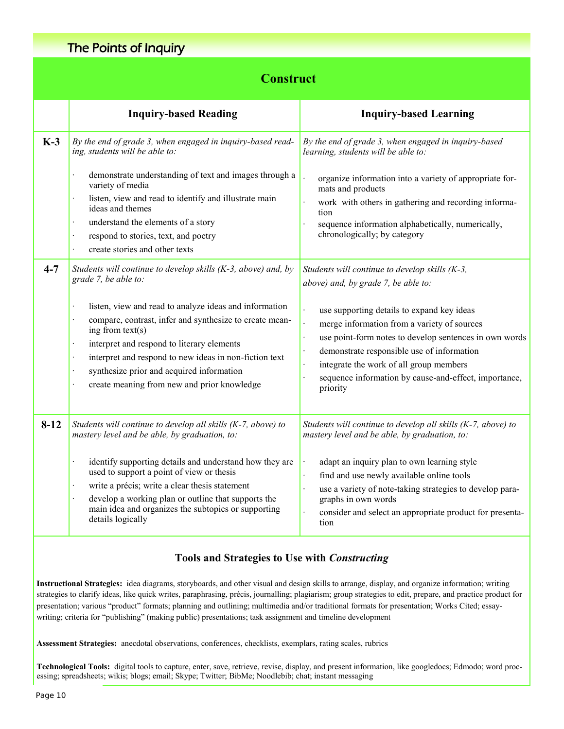## The Points of Inquiry

### Construct

| | Inquiry-based Reading | Inquiry-based Learning |
|---|---|---|
| **K-3** | *By the end of grade 3, when engaged in inquiry-based reading, students will be able to:*<br><br>· demonstrate understanding of text and images through a variety of media<br>· listen, view and read to identify and illustrate main ideas and themes<br>· understand the elements of a story<br>· respond to stories, text, and poetry<br>· create stories and other texts | *By the end of grade 3, when engaged in inquiry-based learning, students will be able to:*<br><br>· organize information into a variety of appropriate formats and products<br>· work with others in gathering and recording information<br>· sequence information alphabetically, numerically, chronologically; by category |
| **4-7** | *Students will continue to develop skills (K-3, above) and, by grade 7, be able to:*<br><br>· listen, view and read to analyze ideas and information<br>· compare, contrast, infer and synthesize to create meaning from text(s)<br>· interpret and respond to literary elements<br>· interpret and respond to new ideas in non-fiction text<br>· synthesize prior and acquired information<br>· create meaning from new and prior knowledge | *Students will continue to develop skills (K-3, above) and, by grade 7, be able to:*<br><br>· use supporting details to expand key ideas<br>· merge information from a variety of sources<br>· use point-form notes to develop sentences in own words<br>· demonstrate responsible use of information<br>· integrate the work of all group members<br>· sequence information by cause-and-effect, importance, priority |
| **8-12** | *Students will continue to develop all skills (K-7, above) to mastery level and be able, by graduation, to:*<br><br>· identify supporting details and understand how they are used to support a point of view or thesis<br>· write a précis; write a clear thesis statement<br>· develop a working plan or outline that supports the main idea and organizes the subtopics or supporting details logically | *Students will continue to develop all skills (K-7, above) to mastery level and be able, by graduation, to:*<br><br>· adapt an inquiry plan to own learning style<br>· find and use newly available online tools<br>· use a variety of note-taking strategies to develop paragraphs in own words<br>· consider and select an appropriate product for presentation |

### Tools and Strategies to Use with *Constructing*

**Instructional Strategies:** idea diagrams, storyboards, and other visual and design skills to arrange, display, and organize information; writing strategies to clarify ideas, like quick writes, paraphrasing, précis, journalling; plagiarism; group strategies to edit, prepare, and practice product for presentation; various "product" formats; planning and outlining; multimedia and/or traditional formats for presentation; Works Cited; essay-writing; criteria for "publishing" (making public) presentations; task assignment and timeline development

**Assessment Strategies:** anecdotal observations, conferences, checklists, exemplars, rating scales, rubrics

**Technological Tools:** digital tools to capture, enter, save, retrieve, revise, display, and present information, like googledocs; Edmodo; word processing; spreadsheets; wikis; blogs; email; Skype; Twitter; BibMe; Noodlebib; chat; instant messaging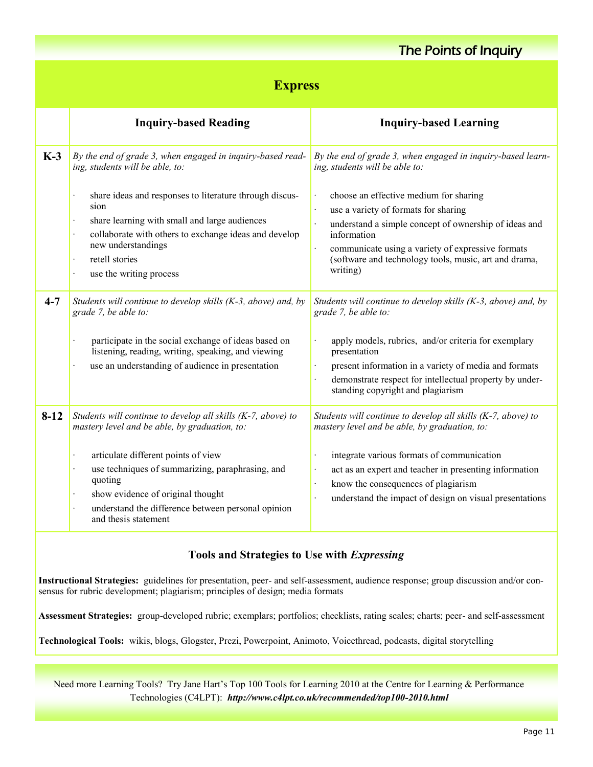## Express

| | Inquiry-based Reading | Inquiry-based Learning |
|---|---|---|
| **K-3** | *By the end of grade 3, when engaged in inquiry-based reading, students will be able, to:*<br><br>· share ideas and responses to literature through discussion<br>· share learning with small and large audiences<br>· collaborate with others to exchange ideas and develop new understandings<br>· retell stories<br>· use the writing process | *By the end of grade 3, when engaged in inquiry-based learning, students will be able to:*<br><br>· choose an effective medium for sharing<br>· use a variety of formats for sharing<br>· understand a simple concept of ownership of ideas and information<br>· communicate using a variety of expressive formats (software and technology tools, music, art and drama, writing) |
| **4-7** | *Students will continue to develop skills (K-3, above) and, by grade 7, be able to:*<br><br>· participate in the social exchange of ideas based on listening, reading, writing, speaking, and viewing<br>· use an understanding of audience in presentation | *Students will continue to develop skills (K-3, above) and, by grade 7, be able to:*<br><br>· apply models, rubrics, and/or criteria for exemplary presentation<br>· present information in a variety of media and formats<br>· demonstrate respect for intellectual property by understanding copyright and plagiarism |
| **8-12** | *Students will continue to develop all skills (K-7, above) to mastery level and be able, by graduation, to:*<br><br>· articulate different points of view<br>· use techniques of summarizing, paraphrasing, and quoting<br>· show evidence of original thought<br>· understand the difference between personal opinion and thesis statement | *Students will continue to develop all skills (K-7, above) to mastery level and be able, by graduation, to:*<br><br>· integrate various formats of communication<br>· act as an expert and teacher in presenting information<br>· know the consequences of plagiarism<br>· understand the impact of design on visual presentations |

### Tools and Strategies to Use with *Expressing*

**Instructional Strategies:** guidelines for presentation, peer- and self-assessment, audience response; group discussion and/or consensus for rubric development; plagiarism; principles of design; media formats

**Assessment Strategies:** group-developed rubric; exemplars; portfolios; checklists, rating scales; charts; peer- and self-assessment

**Technological Tools:** wikis, blogs, Glogster, Prezi, Powerpoint, Animoto, Voicethread, podcasts, digital storytelling

Need more Learning Tools? Try Jane Hart's Top 100 Tools for Learning 2010 at the Centre for Learning & Performance Technologies (C4LPT): ***http://www.c4lpt.co.uk/recommended/top100-2010.html***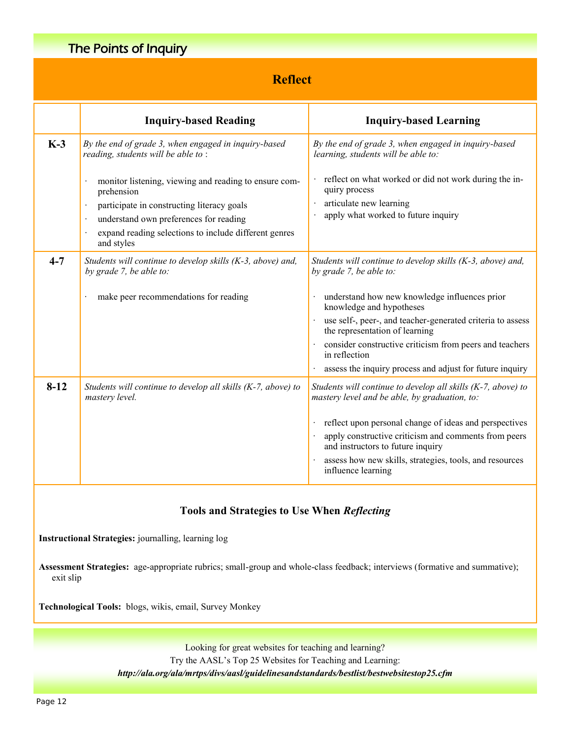## The Points of Inquiry

# Reflect

| | Inquiry-based Reading | Inquiry-based Learning |
|---|---|---|
| **K-3** | *By the end of grade 3, when engaged in inquiry-based reading, students will be able to* :<br><br>· monitor listening, viewing and reading to ensure comprehension<br>· participate in constructing literacy goals<br>· understand own preferences for reading<br>· expand reading selections to include different genres and styles | *By the end of grade 3, when engaged in inquiry-based learning, students will be able to:*<br><br>· reflect on what worked or did not work during the inquiry process<br>· articulate new learning<br>· apply what worked to future inquiry |
| **4-7** | *Students will continue to develop skills (K-3, above) and, by grade 7, be able to:*<br><br>· make peer recommendations for reading | *Students will continue to develop skills (K-3, above) and, by grade 7, be able to:*<br><br>· understand how new knowledge influences prior knowledge and hypotheses<br>· use self-, peer-, and teacher-generated criteria to assess the representation of learning<br>· consider constructive criticism from peers and teachers in reflection<br>· assess the inquiry process and adjust for future inquiry |
| **8-12** | *Students will continue to develop all skills (K-7, above) to mastery level.* | *Students will continue to develop all skills (K-7, above) to mastery level and be able, by graduation, to:*<br><br>· reflect upon personal change of ideas and perspectives<br>· apply constructive criticism and comments from peers and instructors to future inquiry<br>· assess how new skills, strategies, tools, and resources influence learning |

### Tools and Strategies to Use When *Reflecting*

**Instructional Strategies:** journalling, learning log

**Assessment Strategies:** age-appropriate rubrics; small-group and whole-class feedback; interviews (formative and summative); exit slip

**Technological Tools:** blogs, wikis, email, Survey Monkey

Looking for great websites for teaching and learning?
Try the AASL's Top 25 Websites for Teaching and Learning:
***http://ala.org/ala/mrtps/divs/aasl/guidelinesandstandards/bestlist/bestwebsitestop25.cfm***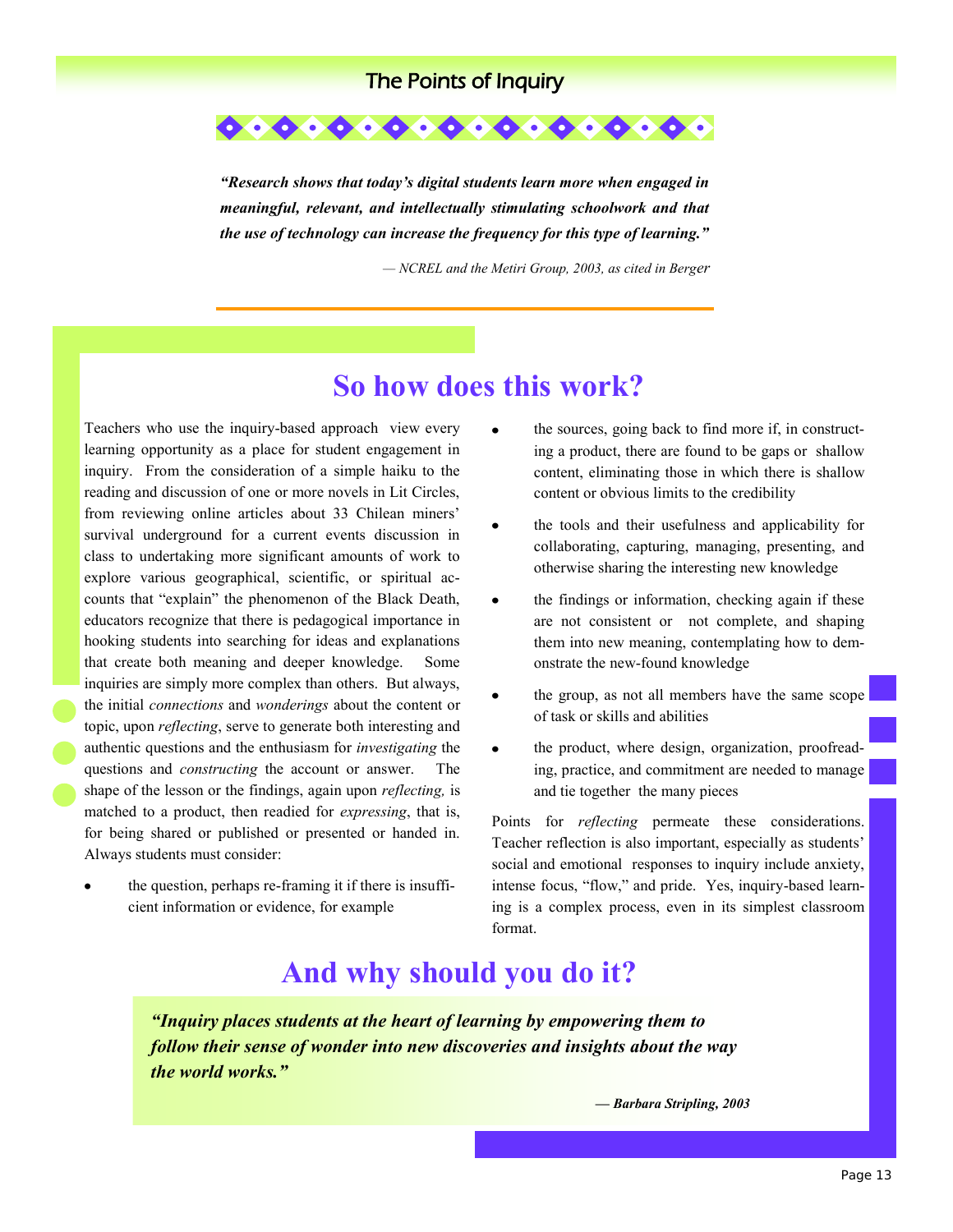## The Points of Inquiry

***"Research shows that today's digital students learn more when engaged in meaningful, relevant, and intellectually stimulating schoolwork and that the use of technology can increase the frequency for this type of learning."***

*— NCREL and the Metiri Group, 2003, as cited in Berger*

# So how does this work?

Teachers who use the inquiry-based approach view every learning opportunity as a place for student engagement in inquiry. From the consideration of a simple haiku to the reading and discussion of one or more novels in Lit Circles, from reviewing online articles about 33 Chilean miners' survival underground for a current events discussion in class to undertaking more significant amounts of work to explore various geographical, scientific, or spiritual accounts that "explain" the phenomenon of the Black Death, educators recognize that there is pedagogical importance in hooking students into searching for ideas and explanations that create both meaning and deeper knowledge. Some inquiries are simply more complex than others. But always, the initial *connections* and *wonderings* about the content or topic, upon *reflecting*, serve to generate both interesting and authentic questions and the enthusiasm for *investigating* the questions and *constructing* the account or answer. The shape of the lesson or the findings, again upon *reflecting,* is matched to a product, then readied for *expressing*, that is, for being shared or published or presented or handed in. Always students must consider:

- the question, perhaps re-framing it if there is insufficient information or evidence, for example
- the sources, going back to find more if, in constructing a product, there are found to be gaps or shallow content, eliminating those in which there is shallow content or obvious limits to the credibility
- the tools and their usefulness and applicability for collaborating, capturing, managing, presenting, and otherwise sharing the interesting new knowledge
- the findings or information, checking again if these are not consistent or not complete, and shaping them into new meaning, contemplating how to demonstrate the new-found knowledge
- the group, as not all members have the same scope of task or skills and abilities
- the product, where design, organization, proofreading, practice, and commitment are needed to manage and tie together the many pieces

Points for *reflecting* permeate these considerations. Teacher reflection is also important, especially as students' social and emotional responses to inquiry include anxiety, intense focus, "flow," and pride. Yes, inquiry-based learning is a complex process, even in its simplest classroom format.

# And why should you do it?

***"Inquiry places students at the heart of learning by empowering them to follow their sense of wonder into new discoveries and insights about the way the world works."***

***— Barbara Stripling, 2003***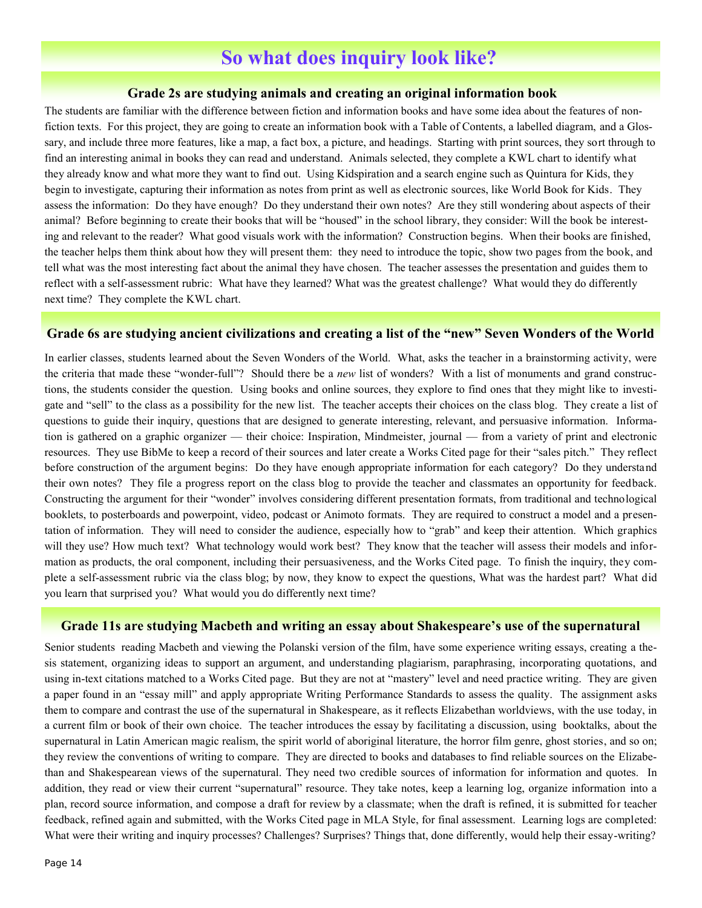# So what does inquiry look like?

## Grade 2s are studying animals and creating an original information book

The students are familiar with the difference between fiction and information books and have some idea about the features of non-fiction texts. For this project, they are going to create an information book with a Table of Contents, a labelled diagram, and a Glossary, and include three more features, like a map, a fact box, a picture, and headings. Starting with print sources, they sort through to find an interesting animal in books they can read and understand. Animals selected, they complete a KWL chart to identify what they already know and what more they want to find out. Using Kidspiration and a search engine such as Quintura for Kids, they begin to investigate, capturing their information as notes from print as well as electronic sources, like World Book for Kids. They assess the information: Do they have enough? Do they understand their own notes? Are they still wondering about aspects of their animal? Before beginning to create their books that will be "housed" in the school library, they consider: Will the book be interesting and relevant to the reader? What good visuals work with the information? Construction begins. When their books are finished, the teacher helps them think about how they will present them: they need to introduce the topic, show two pages from the book, and tell what was the most interesting fact about the animal they have chosen. The teacher assesses the presentation and guides them to reflect with a self-assessment rubric: What have they learned? What was the greatest challenge? What would they do differently next time? They complete the KWL chart.

## Grade 6s are studying ancient civilizations and creating a list of the "new" Seven Wonders of the World

In earlier classes, students learned about the Seven Wonders of the World. What, asks the teacher in a brainstorming activity, were the criteria that made these "wonder-full"? Should there be a *new* list of wonders? With a list of monuments and grand constructions, the students consider the question. Using books and online sources, they explore to find ones that they might like to investigate and "sell" to the class as a possibility for the new list. The teacher accepts their choices on the class blog. They create a list of questions to guide their inquiry, questions that are designed to generate interesting, relevant, and persuasive information. Information is gathered on a graphic organizer — their choice: Inspiration, Mindmeister, journal — from a variety of print and electronic resources. They use BibMe to keep a record of their sources and later create a Works Cited page for their "sales pitch." They reflect before construction of the argument begins: Do they have enough appropriate information for each category? Do they understand their own notes? They file a progress report on the class blog to provide the teacher and classmates an opportunity for feedback. Constructing the argument for their "wonder" involves considering different presentation formats, from traditional and technological booklets, to posterboards and powerpoint, video, podcast or Animoto formats. They are required to construct a model and a presentation of information. They will need to consider the audience, especially how to "grab" and keep their attention. Which graphics will they use? How much text? What technology would work best? They know that the teacher will assess their models and information as products, the oral component, including their persuasiveness, and the Works Cited page. To finish the inquiry, they complete a self-assessment rubric via the class blog; by now, they know to expect the questions, What was the hardest part? What did you learn that surprised you? What would you do differently next time?

## Grade 11s are studying Macbeth and writing an essay about Shakespeare's use of the supernatural

Senior students reading Macbeth and viewing the Polanski version of the film, have some experience writing essays, creating a thesis statement, organizing ideas to support an argument, and understanding plagiarism, paraphrasing, incorporating quotations, and using in-text citations matched to a Works Cited page. But they are not at "mastery" level and need practice writing. They are given a paper found in an "essay mill" and apply appropriate Writing Performance Standards to assess the quality. The assignment asks them to compare and contrast the use of the supernatural in Shakespeare, as it reflects Elizabethan worldviews, with the use today, in a current film or book of their own choice. The teacher introduces the essay by facilitating a discussion, using booktalks, about the supernatural in Latin American magic realism, the spirit world of aboriginal literature, the horror film genre, ghost stories, and so on; they review the conventions of writing to compare. They are directed to books and databases to find reliable sources on the Elizabethan and Shakespearean views of the supernatural. They need two credible sources of information for information and quotes. In addition, they read or view their current "supernatural" resource. They take notes, keep a learning log, organize information into a plan, record source information, and compose a draft for review by a classmate; when the draft is refined, it is submitted for teacher feedback, refined again and submitted, with the Works Cited page in MLA Style, for final assessment. Learning logs are completed: What were their writing and inquiry processes? Challenges? Surprises? Things that, done differently, would help their essay-writing?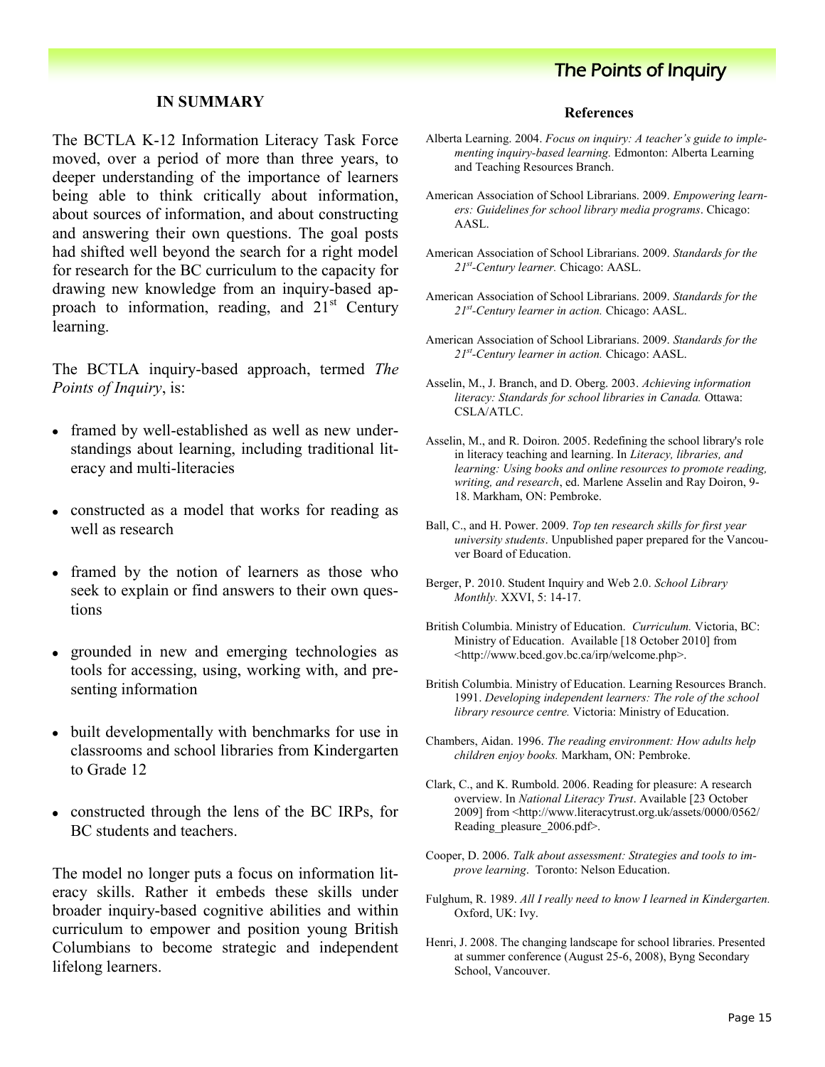## IN SUMMARY

The BCTLA K-12 Information Literacy Task Force moved, over a period of more than three years, to deeper understanding of the importance of learners being able to think critically about information, about sources of information, and about constructing and answering their own questions. The goal posts had shifted well beyond the search for a right model for research for the BC curriculum to the capacity for drawing new knowledge from an inquiry-based approach to information, reading, and 21st Century learning.

The BCTLA inquiry-based approach, termed *The Points of Inquiry*, is:

- framed by well-established as well as new understandings about learning, including traditional literacy and multi-literacies
- constructed as a model that works for reading as well as research
- framed by the notion of learners as those who seek to explain or find answers to their own questions
- grounded in new and emerging technologies as tools for accessing, using, working with, and presenting information
- built developmentally with benchmarks for use in classrooms and school libraries from Kindergarten to Grade 12
- constructed through the lens of the BC IRPs, for BC students and teachers.

The model no longer puts a focus on information literacy skills. Rather it embeds these skills under broader inquiry-based cognitive abilities and within curriculum to empower and position young British Columbians to become strategic and independent lifelong learners.

### References

Alberta Learning. 2004. *Focus on inquiry: A teacher's guide to implementing inquiry-based learning.* Edmonton: Alberta Learning and Teaching Resources Branch.

American Association of School Librarians. 2009. *Empowering learners: Guidelines for school library media programs*. Chicago: AASL.

American Association of School Librarians. 2009. *Standards for the 21st-Century learner.* Chicago: AASL.

American Association of School Librarians. 2009. *Standards for the 21st-Century learner in action.* Chicago: AASL.

American Association of School Librarians. 2009. *Standards for the 21st-Century learner in action.* Chicago: AASL.

Asselin, M., J. Branch, and D. Oberg. 2003. *Achieving information literacy: Standards for school libraries in Canada.* Ottawa: CSLA/ATLC.

Asselin, M., and R. Doiron. 2005. Redefining the school library's role in literacy teaching and learning. In *Literacy, libraries, and learning: Using books and online resources to promote reading, writing, and research*, ed. Marlene Asselin and Ray Doiron, 9-18. Markham, ON: Pembroke.

Ball, C., and H. Power. 2009. *Top ten research skills for first year university students*. Unpublished paper prepared for the Vancouver Board of Education.

Berger, P. 2010. Student Inquiry and Web 2.0. *School Library Monthly.* XXVI, 5: 14-17.

British Columbia. Ministry of Education. *Curriculum.* Victoria, BC: Ministry of Education. Available [18 October 2010] from <http://www.bced.gov.bc.ca/irp/welcome.php>.

British Columbia. Ministry of Education. Learning Resources Branch. 1991. *Developing independent learners: The role of the school library resource centre.* Victoria: Ministry of Education.

Chambers, Aidan. 1996. *The reading environment: How adults help children enjoy books.* Markham, ON: Pembroke.

Clark, C., and K. Rumbold. 2006. Reading for pleasure: A research overview. In *National Literacy Trust*. Available [23 October 2009] from <http://www.literacytrust.org.uk/assets/0000/0562/Reading_pleasure_2006.pdf>.

Cooper, D. 2006. *Talk about assessment: Strategies and tools to improve learning*. Toronto: Nelson Education.

Fulghum, R. 1989. *All I really need to know I learned in Kindergarten.* Oxford, UK: Ivy.

Henri, J. 2008. The changing landscape for school libraries. Presented at summer conference (August 25-6, 2008), Byng Secondary School, Vancouver.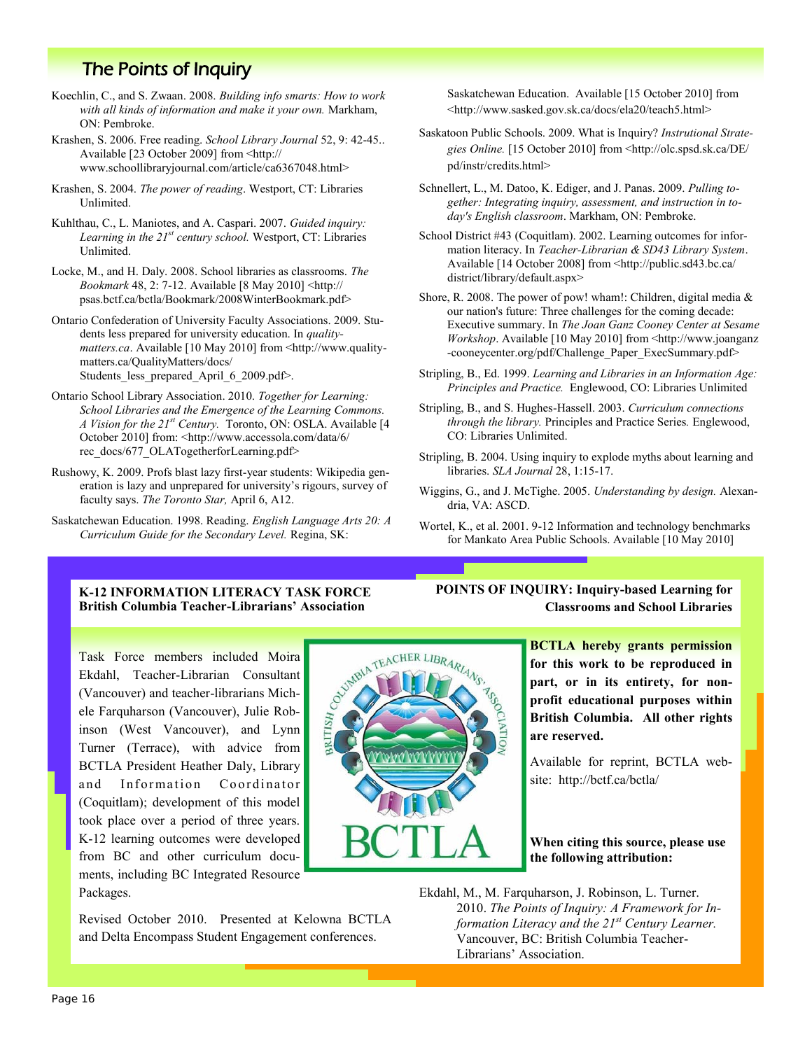## The Points of Inquiry

Koechlin, C., and S. Zwaan. 2008. *Building info smarts: How to work with all kinds of information and make it your own.* Markham, ON: Pembroke.

Krashen, S. 2006. Free reading. *School Library Journal* 52, 9: 42-45.. Available [23 October 2009] from <http://www.schoollibraryjournal.com/article/ca6367048.html>

Krashen, S. 2004. *The power of reading*. Westport, CT: Libraries Unlimited.

Kuhlthau, C., L. Maniotes, and A. Caspari. 2007. *Guided inquiry: Learning in the 21st century school.* Westport, CT: Libraries Unlimited.

Locke, M., and H. Daly. 2008. School libraries as classrooms. *The Bookmark* 48, 2: 7-12. Available [8 May 2010] <http://psas.bctf.ca/bctla/Bookmark/2008WinterBookmark.pdf>

Ontario Confederation of University Faculty Associations. 2009. Students less prepared for university education. In *quality-matters.ca*. Available [10 May 2010] from <http://www.quality-matters.ca/QualityMatters/docs/Students_less_prepared_April_6_2009.pdf>.

Ontario School Library Association. 2010. *Together for Learning: School Libraries and the Emergence of the Learning Commons. A Vision for the 21st Century.* Toronto, ON: OSLA. Available [4 October 2010] from: <http://www.accessola.com/data/6/rec_docs/677_OLATogetherforLearning.pdf>

Rushowy, K. 2009. Profs blast lazy first-year students: Wikipedia generation is lazy and unprepared for university's rigours, survey of faculty says. *The Toronto Star,* April 6, A12.

Saskatchewan Education. 1998. Reading. *English Language Arts 20: A Curriculum Guide for the Secondary Level.* Regina, SK: Saskatchewan Education. Available [15 October 2010] from <http://www.sasked.gov.sk.ca/docs/ela20/teach5.html>

Saskatoon Public Schools. 2009. What is Inquiry? *Instrutional Strategies Online.* [15 October 2010] from <http://olc.spsd.sk.ca/DE/pd/instr/credits.html>

Schnellert, L., M. Datoo, K. Ediger, and J. Panas. 2009. *Pulling together: Integrating inquiry, assessment, and instruction in today's English classroom*. Markham, ON: Pembroke.

School District #43 (Coquitlam). 2002. Learning outcomes for information literacy. In *Teacher-Librarian & SD43 Library System*. Available [14 October 2008] from <http://public.sd43.bc.ca/district/library/default.aspx>

Shore, R. 2008. The power of pow! wham!: Children, digital media & our nation's future: Three challenges for the coming decade: Executive summary. In *The Joan Ganz Cooney Center at Sesame Workshop*. Available [10 May 2010] from <http://www.joanganz-cooneycenter.org/pdf/Challenge_Paper_ExecSummary.pdf>

Stripling, B., Ed. 1999. *Learning and Libraries in an Information Age: Principles and Practice.* Englewood, CO: Libraries Unlimited

Stripling, B., and S. Hughes-Hassell. 2003. *Curriculum connections through the library.* Principles and Practice Series*.* Englewood, CO: Libraries Unlimited.

Stripling, B. 2004. Using inquiry to explode myths about learning and libraries. *SLA Journal* 28, 1:15-17.

Wiggins, G., and J. McTighe. 2005. *Understanding by design.* Alexandria, VA: ASCD.

Wortel, K., et al. 2001. 9-12 Information and technology benchmarks for Mankato Area Public Schools. Available [10 May 2010]

**K-12 INFORMATION LITERACY TASK FORCE**
**British Columbia Teacher-Librarians' Association**

**POINTS OF INQUIRY: Inquiry-based Learning for Classrooms and School Libraries**

Task Force members included Moira Ekdahl, Teacher-Librarian Consultant (Vancouver) and teacher-librarians Michele Farquharson (Vancouver), Julie Robinson (West Vancouver), and Lynn Turner (Terrace), with advice from BCTLA President Heather Daly, Library and Information Coordinator (Coquitlam); development of this model took place over a period of three years. K-12 learning outcomes were developed from BC and other curriculum documents, including BC Integrated Resource Packages.

Revised October 2010. Presented at Kelowna BCTLA and Delta Encompass Student Engagement conferences.

**BCTLA hereby grants permission for this work to be reproduced in part, or in its entirety, for non-profit educational purposes within British Columbia. All other rights are reserved.**

Available for reprint, BCTLA website: http://bctf.ca/bctla/

**When citing this source, please use the following attribution:**

Ekdahl, M., M. Farquharson, J. Robinson, L. Turner. 2010. *The Points of Inquiry: A Framework for Information Literacy and the 21st Century Learner.* Vancouver, BC: British Columbia Teacher-Librarians' Association.